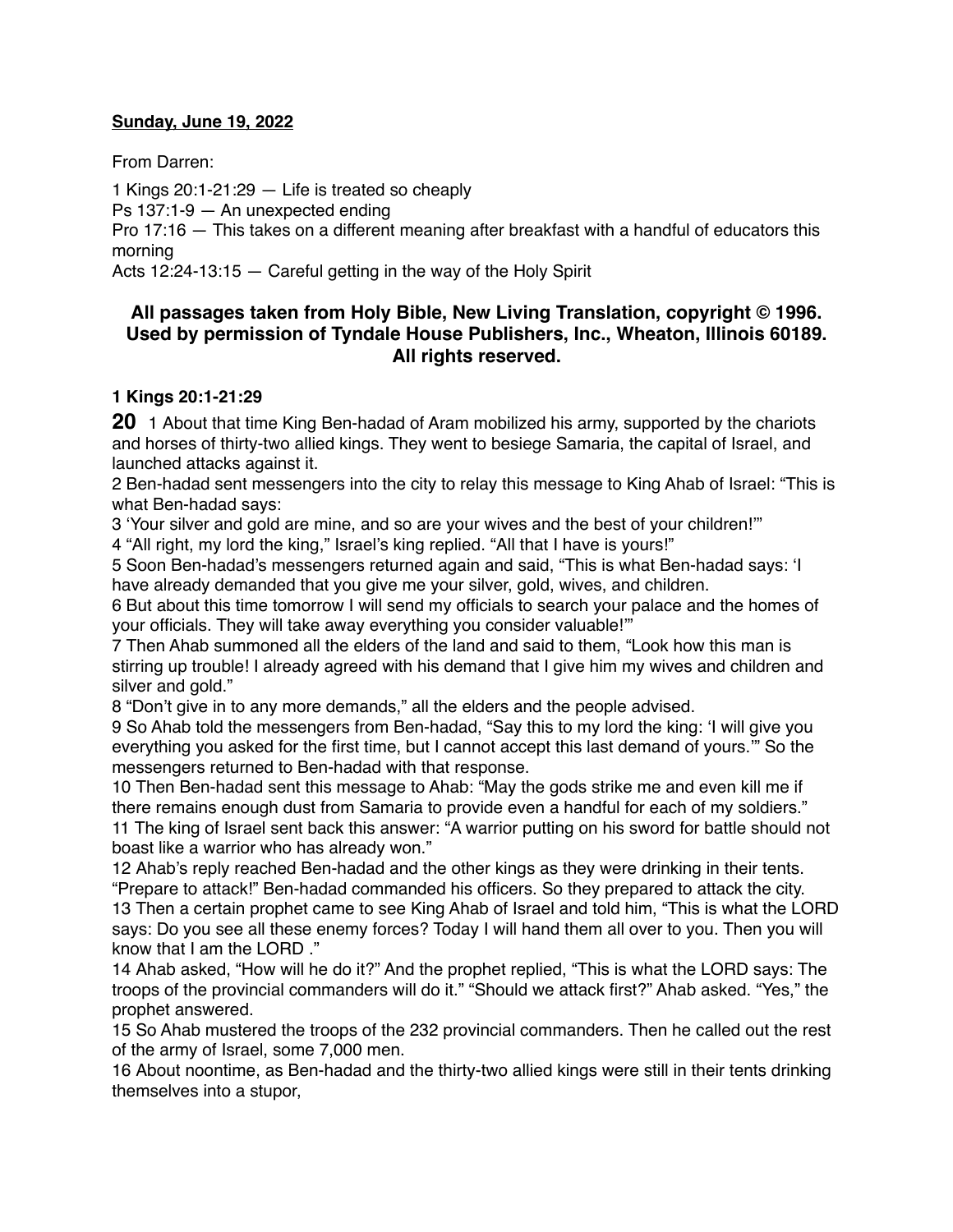**Sunday, June 19, 2022**

From Darren:

1 Kings 20:1-21:29 — Life is treated so cheaply
Ps 137:1-9 — An unexpected ending
Pro 17:16 — This takes on a different meaning after breakfast with a handful of educators this morning
Acts 12:24-13:15 — Careful getting in the way of the Holy Spirit

## All passages taken from Holy Bible, New Living Translation, copyright © 1996. Used by permission of Tyndale House Publishers, Inc., Wheaton, Illinois 60189. All rights reserved.

### 1 Kings 20:1-21:29

**20** 1 About that time King Ben-hadad of Aram mobilized his army, supported by the chariots and horses of thirty-two allied kings. They went to besiege Samaria, the capital of Israel, and launched attacks against it.
2 Ben-hadad sent messengers into the city to relay this message to King Ahab of Israel: "This is what Ben-hadad says:
3 'Your silver and gold are mine, and so are your wives and the best of your children!'"
4 "All right, my lord the king," Israel's king replied. "All that I have is yours!"
5 Soon Ben-hadad's messengers returned again and said, "This is what Ben-hadad says: 'I have already demanded that you give me your silver, gold, wives, and children.
6 But about this time tomorrow I will send my officials to search your palace and the homes of your officials. They will take away everything you consider valuable!'"
7 Then Ahab summoned all the elders of the land and said to them, "Look how this man is stirring up trouble! I already agreed with his demand that I give him my wives and children and silver and gold."
8 "Don't give in to any more demands," all the elders and the people advised.
9 So Ahab told the messengers from Ben-hadad, "Say this to my lord the king: 'I will give you everything you asked for the first time, but I cannot accept this last demand of yours.'" So the messengers returned to Ben-hadad with that response.
10 Then Ben-hadad sent this message to Ahab: "May the gods strike me and even kill me if there remains enough dust from Samaria to provide even a handful for each of my soldiers."
11 The king of Israel sent back this answer: "A warrior putting on his sword for battle should not boast like a warrior who has already won."
12 Ahab's reply reached Ben-hadad and the other kings as they were drinking in their tents. "Prepare to attack!" Ben-hadad commanded his officers. So they prepared to attack the city.
13 Then a certain prophet came to see King Ahab of Israel and told him, "This is what the LORD says: Do you see all these enemy forces? Today I will hand them all over to you. Then you will know that I am the LORD ."
14 Ahab asked, "How will he do it?" And the prophet replied, "This is what the LORD says: The troops of the provincial commanders will do it." "Should we attack first?" Ahab asked. "Yes," the prophet answered.
15 So Ahab mustered the troops of the 232 provincial commanders. Then he called out the rest of the army of Israel, some 7,000 men.
16 About noontime, as Ben-hadad and the thirty-two allied kings were still in their tents drinking themselves into a stupor,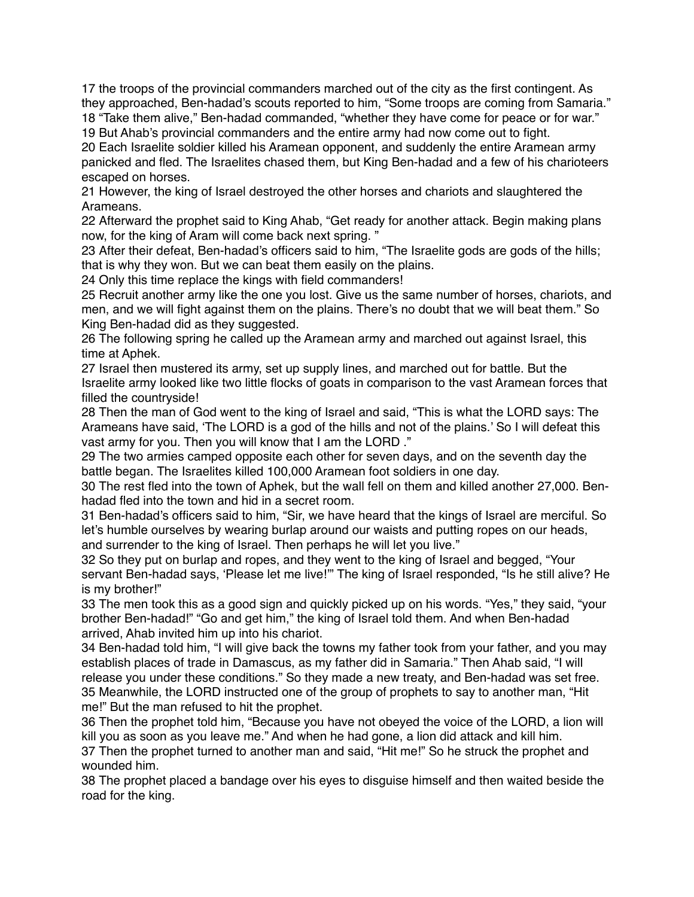17 the troops of the provincial commanders marched out of the city as the first contingent. As they approached, Ben-hadad's scouts reported to him, "Some troops are coming from Samaria."
18 "Take them alive," Ben-hadad commanded, "whether they have come for peace or for war."
19 But Ahab's provincial commanders and the entire army had now come out to fight.
20 Each Israelite soldier killed his Aramean opponent, and suddenly the entire Aramean army panicked and fled. The Israelites chased them, but King Ben-hadad and a few of his charioteers escaped on horses.
21 However, the king of Israel destroyed the other horses and chariots and slaughtered the Arameans.
22 Afterward the prophet said to King Ahab, "Get ready for another attack. Begin making plans now, for the king of Aram will come back next spring. "
23 After their defeat, Ben-hadad's officers said to him, "The Israelite gods are gods of the hills; that is why they won. But we can beat them easily on the plains.
24 Only this time replace the kings with field commanders!
25 Recruit another army like the one you lost. Give us the same number of horses, chariots, and men, and we will fight against them on the plains. There's no doubt that we will beat them." So King Ben-hadad did as they suggested.
26 The following spring he called up the Aramean army and marched out against Israel, this time at Aphek.
27 Israel then mustered its army, set up supply lines, and marched out for battle. But the Israelite army looked like two little flocks of goats in comparison to the vast Aramean forces that filled the countryside!
28 Then the man of God went to the king of Israel and said, "This is what the LORD says: The Arameans have said, 'The LORD is a god of the hills and not of the plains.' So I will defeat this vast army for you. Then you will know that I am the LORD ."
29 The two armies camped opposite each other for seven days, and on the seventh day the battle began. The Israelites killed 100,000 Aramean foot soldiers in one day.
30 The rest fled into the town of Aphek, but the wall fell on them and killed another 27,000. Ben-hadad fled into the town and hid in a secret room.
31 Ben-hadad's officers said to him, "Sir, we have heard that the kings of Israel are merciful. So let's humble ourselves by wearing burlap around our waists and putting ropes on our heads, and surrender to the king of Israel. Then perhaps he will let you live."
32 So they put on burlap and ropes, and they went to the king of Israel and begged, "Your servant Ben-hadad says, 'Please let me live!'" The king of Israel responded, "Is he still alive? He is my brother!"
33 The men took this as a good sign and quickly picked up on his words. "Yes," they said, "your brother Ben-hadad!" "Go and get him," the king of Israel told them. And when Ben-hadad arrived, Ahab invited him up into his chariot.
34 Ben-hadad told him, "I will give back the towns my father took from your father, and you may establish places of trade in Damascus, as my father did in Samaria." Then Ahab said, "I will release you under these conditions." So they made a new treaty, and Ben-hadad was set free.
35 Meanwhile, the LORD instructed one of the group of prophets to say to another man, "Hit me!" But the man refused to hit the prophet.
36 Then the prophet told him, "Because you have not obeyed the voice of the LORD, a lion will kill you as soon as you leave me." And when he had gone, a lion did attack and kill him.
37 Then the prophet turned to another man and said, "Hit me!" So he struck the prophet and wounded him.
38 The prophet placed a bandage over his eyes to disguise himself and then waited beside the road for the king.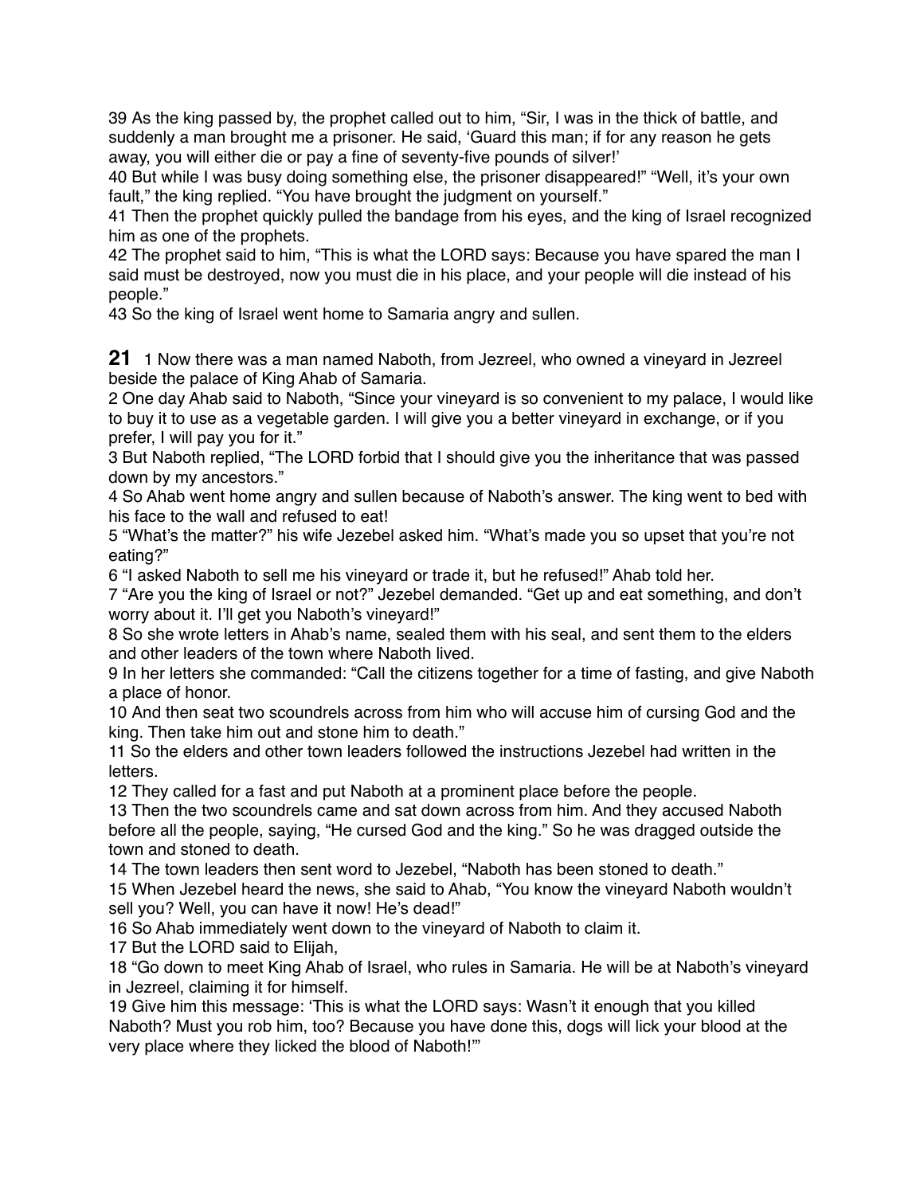39 As the king passed by, the prophet called out to him, "Sir, I was in the thick of battle, and suddenly a man brought me a prisoner. He said, 'Guard this man; if for any reason he gets away, you will either die or pay a fine of seventy-five pounds of silver!'

40 But while I was busy doing something else, the prisoner disappeared!" "Well, it's your own fault," the king replied. "You have brought the judgment on yourself."

41 Then the prophet quickly pulled the bandage from his eyes, and the king of Israel recognized him as one of the prophets.

42 The prophet said to him, "This is what the LORD says: Because you have spared the man I said must be destroyed, now you must die in his place, and your people will die instead of his people."

43 So the king of Israel went home to Samaria angry and sullen.

**21** 1 Now there was a man named Naboth, from Jezreel, who owned a vineyard in Jezreel beside the palace of King Ahab of Samaria.

2 One day Ahab said to Naboth, "Since your vineyard is so convenient to my palace, I would like to buy it to use as a vegetable garden. I will give you a better vineyard in exchange, or if you prefer, I will pay you for it."

3 But Naboth replied, "The LORD forbid that I should give you the inheritance that was passed down by my ancestors."

4 So Ahab went home angry and sullen because of Naboth's answer. The king went to bed with his face to the wall and refused to eat!

5 "What's the matter?" his wife Jezebel asked him. "What's made you so upset that you're not eating?"

6 "I asked Naboth to sell me his vineyard or trade it, but he refused!" Ahab told her.

7 "Are you the king of Israel or not?" Jezebel demanded. "Get up and eat something, and don't worry about it. I'll get you Naboth's vineyard!"

8 So she wrote letters in Ahab's name, sealed them with his seal, and sent them to the elders and other leaders of the town where Naboth lived.

9 In her letters she commanded: "Call the citizens together for a time of fasting, and give Naboth a place of honor.

10 And then seat two scoundrels across from him who will accuse him of cursing God and the king. Then take him out and stone him to death."

11 So the elders and other town leaders followed the instructions Jezebel had written in the letters.

12 They called for a fast and put Naboth at a prominent place before the people.

13 Then the two scoundrels came and sat down across from him. And they accused Naboth before all the people, saying, "He cursed God and the king." So he was dragged outside the town and stoned to death.

14 The town leaders then sent word to Jezebel, "Naboth has been stoned to death."

15 When Jezebel heard the news, she said to Ahab, "You know the vineyard Naboth wouldn't sell you? Well, you can have it now! He's dead!"

16 So Ahab immediately went down to the vineyard of Naboth to claim it.

17 But the LORD said to Elijah,

18 "Go down to meet King Ahab of Israel, who rules in Samaria. He will be at Naboth's vineyard in Jezreel, claiming it for himself.

19 Give him this message: 'This is what the LORD says: Wasn't it enough that you killed Naboth? Must you rob him, too? Because you have done this, dogs will lick your blood at the very place where they licked the blood of Naboth!'"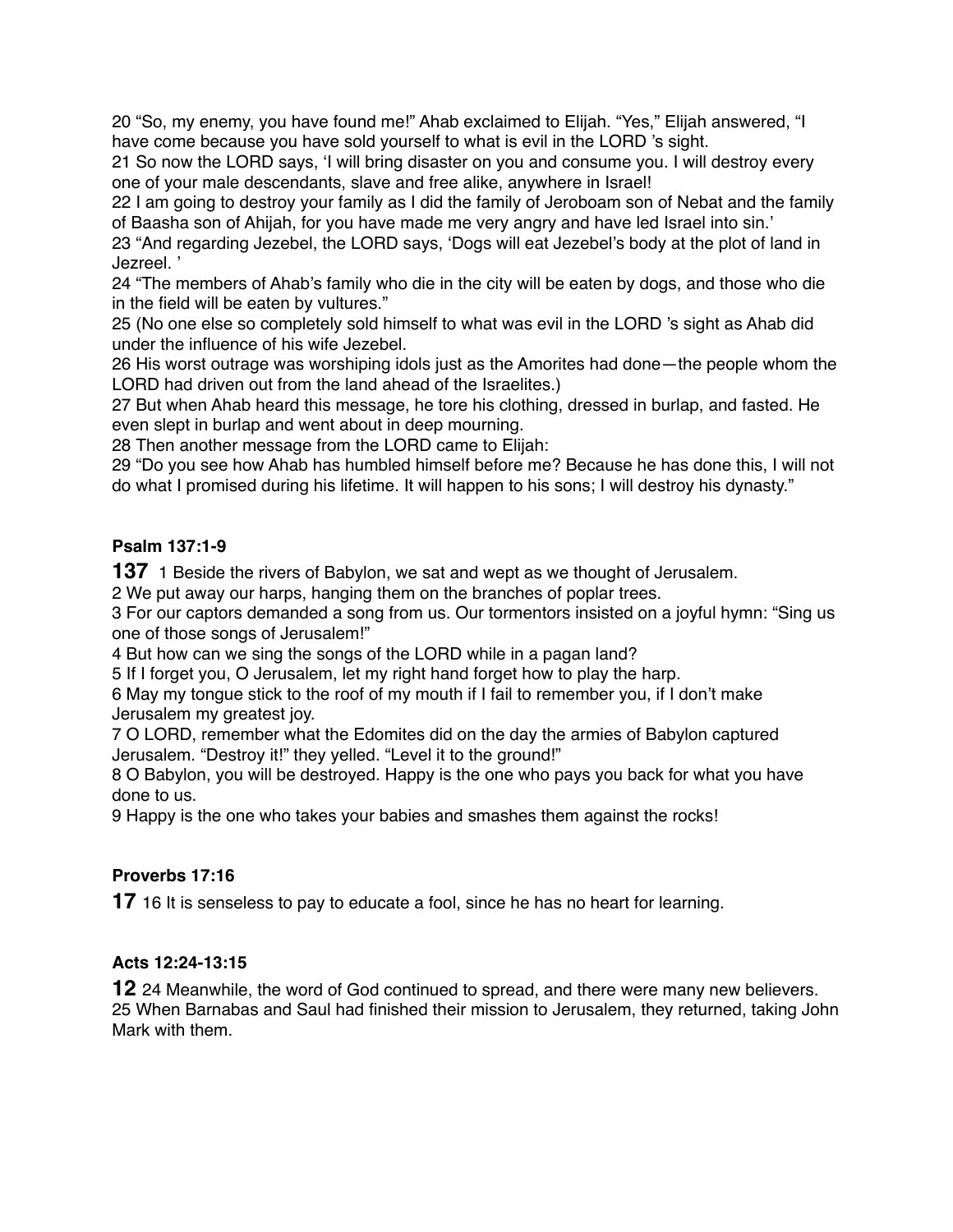20 “So, my enemy, you have found me!” Ahab exclaimed to Elijah. “Yes,” Elijah answered, “I have come because you have sold yourself to what is evil in the LORD ’s sight.
21 So now the LORD says, ‘I will bring disaster on you and consume you. I will destroy every one of your male descendants, slave and free alike, anywhere in Israel!
22 I am going to destroy your family as I did the family of Jeroboam son of Nebat and the family of Baasha son of Ahijah, for you have made me very angry and have led Israel into sin.’
23 “And regarding Jezebel, the LORD says, ‘Dogs will eat Jezebel’s body at the plot of land in Jezreel. ’
24 “The members of Ahab’s family who die in the city will be eaten by dogs, and those who die in the field will be eaten by vultures.”
25 (No one else so completely sold himself to what was evil in the LORD ’s sight as Ahab did under the influence of his wife Jezebel.
26 His worst outrage was worshiping idols just as the Amorites had done—the people whom the LORD had driven out from the land ahead of the Israelites.)
27 But when Ahab heard this message, he tore his clothing, dressed in burlap, and fasted. He even slept in burlap and went about in deep mourning.
28 Then another message from the LORD came to Elijah:
29 “Do you see how Ahab has humbled himself before me? Because he has done this, I will not do what I promised during his lifetime. It will happen to his sons; I will destroy his dynasty.”

**Psalm 137:1-9**

**137** 1 Beside the rivers of Babylon, we sat and wept as we thought of Jerusalem.
2 We put away our harps, hanging them on the branches of poplar trees.
3 For our captors demanded a song from us. Our tormentors insisted on a joyful hymn: “Sing us one of those songs of Jerusalem!”
4 But how can we sing the songs of the LORD while in a pagan land?
5 If I forget you, O Jerusalem, let my right hand forget how to play the harp.
6 May my tongue stick to the roof of my mouth if I fail to remember you, if I don’t make Jerusalem my greatest joy.
7 O LORD, remember what the Edomites did on the day the armies of Babylon captured Jerusalem. “Destroy it!” they yelled. “Level it to the ground!”
8 O Babylon, you will be destroyed. Happy is the one who pays you back for what you have done to us.
9 Happy is the one who takes your babies and smashes them against the rocks!

**Proverbs 17:16**

**17** 16 It is senseless to pay to educate a fool, since he has no heart for learning.

**Acts 12:24-13:15**

**12** 24 Meanwhile, the word of God continued to spread, and there were many new believers.
25 When Barnabas and Saul had finished their mission to Jerusalem, they returned, taking John Mark with them.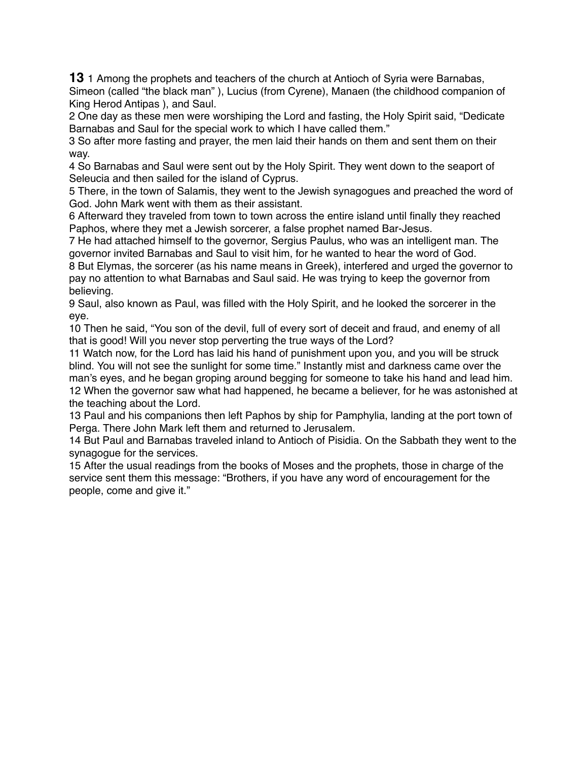**13** 1 Among the prophets and teachers of the church at Antioch of Syria were Barnabas, Simeon (called “the black man” ), Lucius (from Cyrene), Manaen (the childhood companion of King Herod Antipas ), and Saul.
2 One day as these men were worshiping the Lord and fasting, the Holy Spirit said, “Dedicate Barnabas and Saul for the special work to which I have called them.”
3 So after more fasting and prayer, the men laid their hands on them and sent them on their way.
4 So Barnabas and Saul were sent out by the Holy Spirit. They went down to the seaport of Seleucia and then sailed for the island of Cyprus.
5 There, in the town of Salamis, they went to the Jewish synagogues and preached the word of God. John Mark went with them as their assistant.
6 Afterward they traveled from town to town across the entire island until finally they reached Paphos, where they met a Jewish sorcerer, a false prophet named Bar-Jesus.
7 He had attached himself to the governor, Sergius Paulus, who was an intelligent man. The governor invited Barnabas and Saul to visit him, for he wanted to hear the word of God.
8 But Elymas, the sorcerer (as his name means in Greek), interfered and urged the governor to pay no attention to what Barnabas and Saul said. He was trying to keep the governor from believing.
9 Saul, also known as Paul, was filled with the Holy Spirit, and he looked the sorcerer in the eye.
10 Then he said, “You son of the devil, full of every sort of deceit and fraud, and enemy of all that is good! Will you never stop perverting the true ways of the Lord?
11 Watch now, for the Lord has laid his hand of punishment upon you, and you will be struck blind. You will not see the sunlight for some time.” Instantly mist and darkness came over the man’s eyes, and he began groping around begging for someone to take his hand and lead him.
12 When the governor saw what had happened, he became a believer, for he was astonished at the teaching about the Lord.
13 Paul and his companions then left Paphos by ship for Pamphylia, landing at the port town of Perga. There John Mark left them and returned to Jerusalem.
14 But Paul and Barnabas traveled inland to Antioch of Pisidia. On the Sabbath they went to the synagogue for the services.
15 After the usual readings from the books of Moses and the prophets, those in charge of the service sent them this message: “Brothers, if you have any word of encouragement for the people, come and give it.”